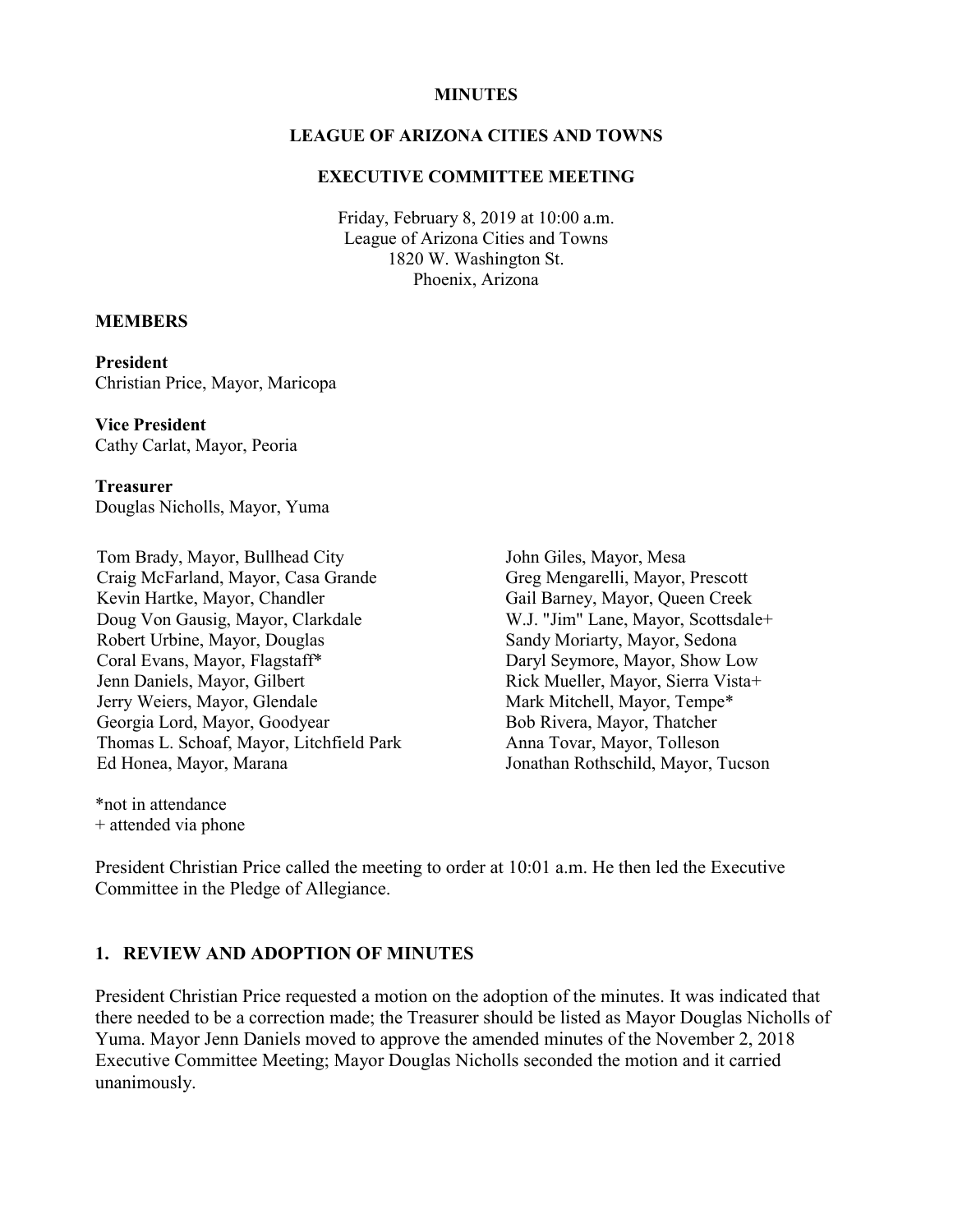**MINUTES**

**LEAGUE OF ARIZONA CITIES AND TOWNS**

**EXECUTIVE COMMITTEE MEETING**

Friday, February 8, 2019 at 10:00 a.m.
League of Arizona Cities and Towns
1820 W. Washington St.
Phoenix, Arizona

**MEMBERS**

**President**
Christian Price, Mayor, Maricopa

**Vice President**
Cathy Carlat, Mayor, Peoria

**Treasurer**
Douglas Nicholls, Mayor, Yuma

Tom Brady, Mayor, Bullhead City
Craig McFarland, Mayor, Casa Grande
Kevin Hartke, Mayor, Chandler
Doug Von Gausig, Mayor, Clarkdale
Robert Urbine, Mayor, Douglas
Coral Evans, Mayor, Flagstaff*
Jenn Daniels, Mayor, Gilbert
Jerry Weiers, Mayor, Glendale
Georgia Lord, Mayor, Goodyear
Thomas L. Schoaf, Mayor, Litchfield Park
Ed Honea, Mayor, Marana
John Giles, Mayor, Mesa
Greg Mengarelli, Mayor, Prescott
Gail Barney, Mayor, Queen Creek
W.J. "Jim" Lane, Mayor, Scottsdale+
Sandy Moriarty, Mayor, Sedona
Daryl Seymore, Mayor, Show Low
Rick Mueller, Mayor, Sierra Vista+
Mark Mitchell, Mayor, Tempe*
Bob Rivera, Mayor, Thatcher
Anna Tovar, Mayor, Tolleson
Jonathan Rothschild, Mayor, Tucson

*not in attendance
+ attended via phone

President Christian Price called the meeting to order at 10:01 a.m. He then led the Executive Committee in the Pledge of Allegiance.

## 1. REVIEW AND ADOPTION OF MINUTES

President Christian Price requested a motion on the adoption of the minutes. It was indicated that there needed to be a correction made; the Treasurer should be listed as Mayor Douglas Nicholls of Yuma. Mayor Jenn Daniels moved to approve the amended minutes of the November 2, 2018 Executive Committee Meeting; Mayor Douglas Nicholls seconded the motion and it carried unanimously.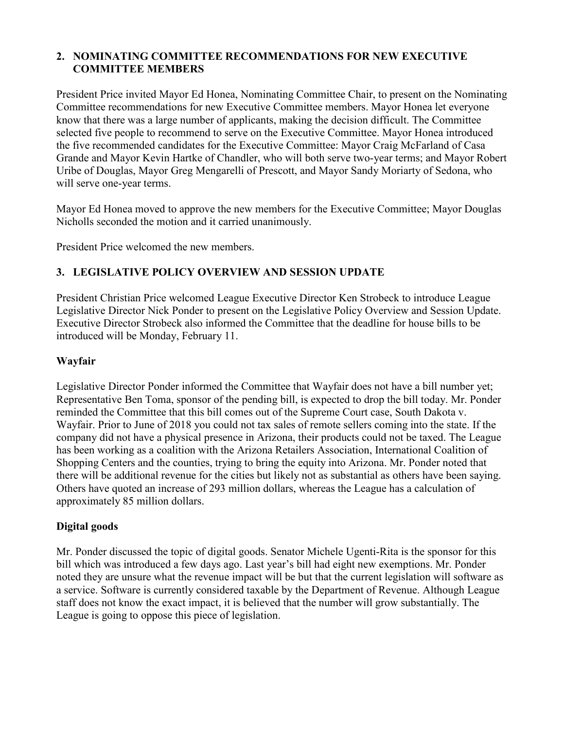## 2. NOMINATING COMMITTEE RECOMMENDATIONS FOR NEW EXECUTIVE COMMITTEE MEMBERS

President Price invited Mayor Ed Honea, Nominating Committee Chair, to present on the Nominating Committee recommendations for new Executive Committee members. Mayor Honea let everyone know that there was a large number of applicants, making the decision difficult. The Committee selected five people to recommend to serve on the Executive Committee. Mayor Honea introduced the five recommended candidates for the Executive Committee: Mayor Craig McFarland of Casa Grande and Mayor Kevin Hartke of Chandler, who will both serve two-year terms; and Mayor Robert Uribe of Douglas, Mayor Greg Mengarelli of Prescott, and Mayor Sandy Moriarty of Sedona, who will serve one-year terms.

Mayor Ed Honea moved to approve the new members for the Executive Committee; Mayor Douglas Nicholls seconded the motion and it carried unanimously.

President Price welcomed the new members.

## 3. LEGISLATIVE POLICY OVERVIEW AND SESSION UPDATE

President Christian Price welcomed League Executive Director Ken Strobeck to introduce League Legislative Director Nick Ponder to present on the Legislative Policy Overview and Session Update. Executive Director Strobeck also informed the Committee that the deadline for house bills to be introduced will be Monday, February 11.

### Wayfair

Legislative Director Ponder informed the Committee that Wayfair does not have a bill number yet; Representative Ben Toma, sponsor of the pending bill, is expected to drop the bill today. Mr. Ponder reminded the Committee that this bill comes out of the Supreme Court case, South Dakota v. Wayfair. Prior to June of 2018 you could not tax sales of remote sellers coming into the state. If the company did not have a physical presence in Arizona, their products could not be taxed. The League has been working as a coalition with the Arizona Retailers Association, International Coalition of Shopping Centers and the counties, trying to bring the equity into Arizona. Mr. Ponder noted that there will be additional revenue for the cities but likely not as substantial as others have been saying. Others have quoted an increase of 293 million dollars, whereas the League has a calculation of approximately 85 million dollars.

### Digital goods

Mr. Ponder discussed the topic of digital goods. Senator Michele Ugenti-Rita is the sponsor for this bill which was introduced a few days ago. Last year's bill had eight new exemptions. Mr. Ponder noted they are unsure what the revenue impact will be but that the current legislation will software as a service. Software is currently considered taxable by the Department of Revenue. Although League staff does not know the exact impact, it is believed that the number will grow substantially. The League is going to oppose this piece of legislation.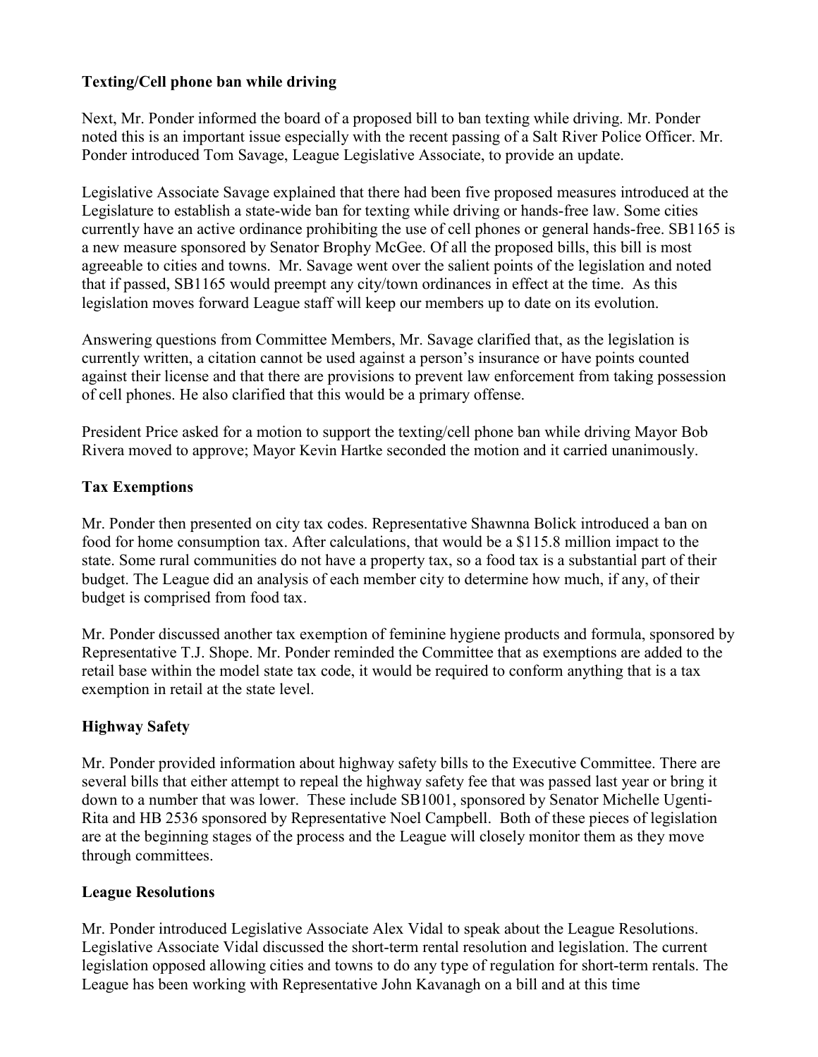**Texting/Cell phone ban while driving**

Next, Mr. Ponder informed the board of a proposed bill to ban texting while driving. Mr. Ponder noted this is an important issue especially with the recent passing of a Salt River Police Officer. Mr. Ponder introduced Tom Savage, League Legislative Associate, to provide an update.

Legislative Associate Savage explained that there had been five proposed measures introduced at the Legislature to establish a state-wide ban for texting while driving or hands-free law. Some cities currently have an active ordinance prohibiting the use of cell phones or general hands-free. SB1165 is a new measure sponsored by Senator Brophy McGee. Of all the proposed bills, this bill is most agreeable to cities and towns. Mr. Savage went over the salient points of the legislation and noted that if passed, SB1165 would preempt any city/town ordinances in effect at the time. As this legislation moves forward League staff will keep our members up to date on its evolution.

Answering questions from Committee Members, Mr. Savage clarified that, as the legislation is currently written, a citation cannot be used against a person's insurance or have points counted against their license and that there are provisions to prevent law enforcement from taking possession of cell phones. He also clarified that this would be a primary offense.

President Price asked for a motion to support the texting/cell phone ban while driving Mayor Bob Rivera moved to approve; Mayor Kevin Hartke seconded the motion and it carried unanimously.

**Tax Exemptions**

Mr. Ponder then presented on city tax codes. Representative Shawnna Bolick introduced a ban on food for home consumption tax. After calculations, that would be a $115.8 million impact to the state. Some rural communities do not have a property tax, so a food tax is a substantial part of their budget. The League did an analysis of each member city to determine how much, if any, of their budget is comprised from food tax.

Mr. Ponder discussed another tax exemption of feminine hygiene products and formula, sponsored by Representative T.J. Shope. Mr. Ponder reminded the Committee that as exemptions are added to the retail base within the model state tax code, it would be required to conform anything that is a tax exemption in retail at the state level.

**Highway Safety**

Mr. Ponder provided information about highway safety bills to the Executive Committee. There are several bills that either attempt to repeal the highway safety fee that was passed last year or bring it down to a number that was lower. These include SB1001, sponsored by Senator Michelle Ugenti-Rita and HB 2536 sponsored by Representative Noel Campbell. Both of these pieces of legislation are at the beginning stages of the process and the League will closely monitor them as they move through committees.

**League Resolutions**

Mr. Ponder introduced Legislative Associate Alex Vidal to speak about the League Resolutions. Legislative Associate Vidal discussed the short-term rental resolution and legislation. The current legislation opposed allowing cities and towns to do any type of regulation for short-term rentals. The League has been working with Representative John Kavanagh on a bill and at this time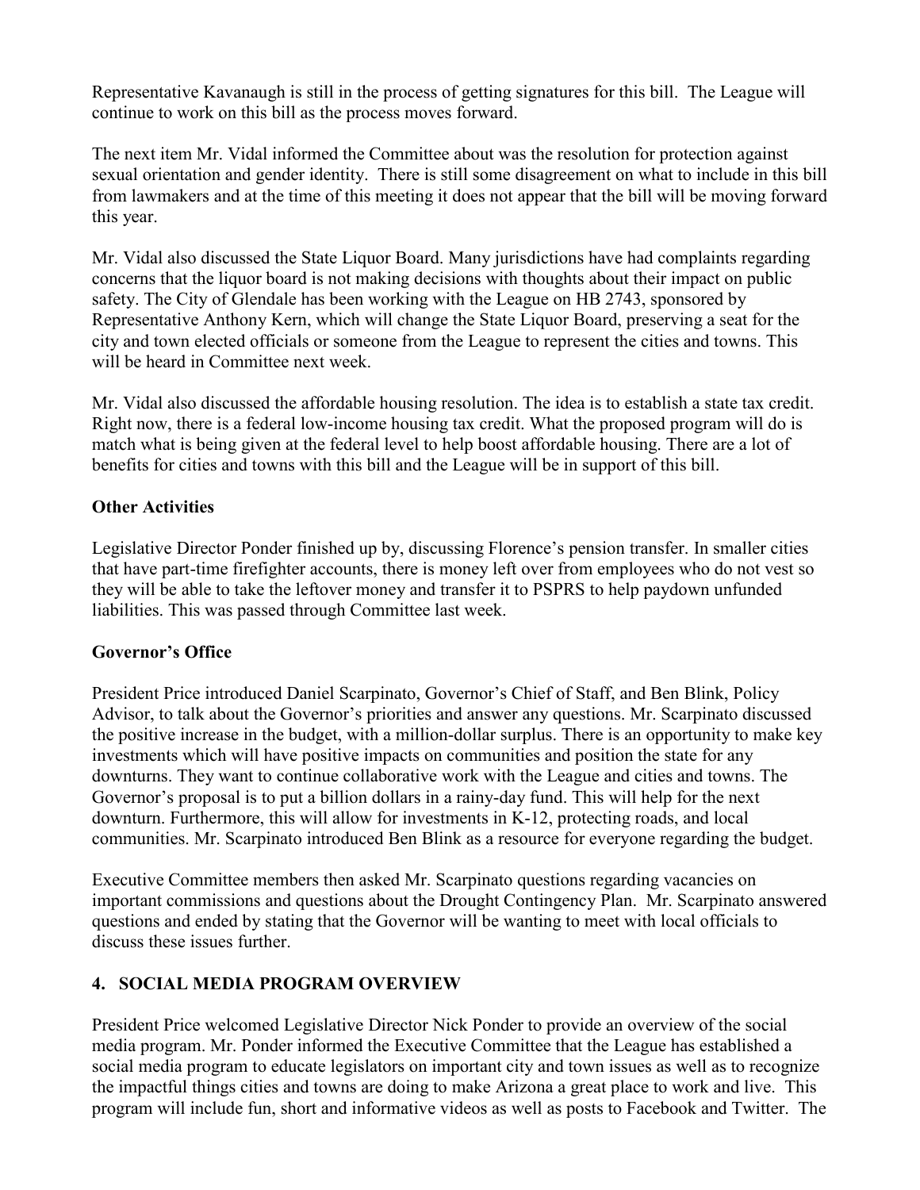Representative Kavanaugh is still in the process of getting signatures for this bill. The League will continue to work on this bill as the process moves forward.

The next item Mr. Vidal informed the Committee about was the resolution for protection against sexual orientation and gender identity. There is still some disagreement on what to include in this bill from lawmakers and at the time of this meeting it does not appear that the bill will be moving forward this year.

Mr. Vidal also discussed the State Liquor Board. Many jurisdictions have had complaints regarding concerns that the liquor board is not making decisions with thoughts about their impact on public safety. The City of Glendale has been working with the League on HB 2743, sponsored by Representative Anthony Kern, which will change the State Liquor Board, preserving a seat for the city and town elected officials or someone from the League to represent the cities and towns. This will be heard in Committee next week.

Mr. Vidal also discussed the affordable housing resolution. The idea is to establish a state tax credit. Right now, there is a federal low-income housing tax credit. What the proposed program will do is match what is being given at the federal level to help boost affordable housing. There are a lot of benefits for cities and towns with this bill and the League will be in support of this bill.

**Other Activities**

Legislative Director Ponder finished up by, discussing Florence's pension transfer. In smaller cities that have part-time firefighter accounts, there is money left over from employees who do not vest so they will be able to take the leftover money and transfer it to PSPRS to help paydown unfunded liabilities. This was passed through Committee last week.

**Governor's Office**

President Price introduced Daniel Scarpinato, Governor's Chief of Staff, and Ben Blink, Policy Advisor, to talk about the Governor's priorities and answer any questions. Mr. Scarpinato discussed the positive increase in the budget, with a million-dollar surplus. There is an opportunity to make key investments which will have positive impacts on communities and position the state for any downturns. They want to continue collaborative work with the League and cities and towns. The Governor's proposal is to put a billion dollars in a rainy-day fund. This will help for the next downturn. Furthermore, this will allow for investments in K-12, protecting roads, and local communities. Mr. Scarpinato introduced Ben Blink as a resource for everyone regarding the budget.

Executive Committee members then asked Mr. Scarpinato questions regarding vacancies on important commissions and questions about the Drought Contingency Plan. Mr. Scarpinato answered questions and ended by stating that the Governor will be wanting to meet with local officials to discuss these issues further.

## 4. SOCIAL MEDIA PROGRAM OVERVIEW

President Price welcomed Legislative Director Nick Ponder to provide an overview of the social media program. Mr. Ponder informed the Executive Committee that the League has established a social media program to educate legislators on important city and town issues as well as to recognize the impactful things cities and towns are doing to make Arizona a great place to work and live. This program will include fun, short and informative videos as well as posts to Facebook and Twitter. The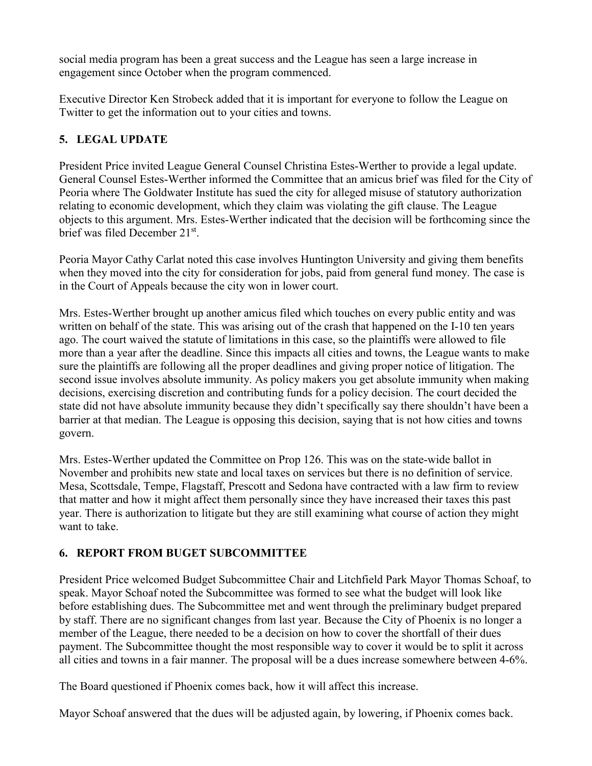social media program has been a great success and the League has seen a large increase in engagement since October when the program commenced.

Executive Director Ken Strobeck added that it is important for everyone to follow the League on Twitter to get the information out to your cities and towns.

## 5. LEGAL UPDATE

President Price invited League General Counsel Christina Estes-Werther to provide a legal update. General Counsel Estes-Werther informed the Committee that an amicus brief was filed for the City of Peoria where The Goldwater Institute has sued the city for alleged misuse of statutory authorization relating to economic development, which they claim was violating the gift clause. The League objects to this argument. Mrs. Estes-Werther indicated that the decision will be forthcoming since the brief was filed December 21st.

Peoria Mayor Cathy Carlat noted this case involves Huntington University and giving them benefits when they moved into the city for consideration for jobs, paid from general fund money. The case is in the Court of Appeals because the city won in lower court.

Mrs. Estes-Werther brought up another amicus filed which touches on every public entity and was written on behalf of the state. This was arising out of the crash that happened on the I-10 ten years ago. The court waived the statute of limitations in this case, so the plaintiffs were allowed to file more than a year after the deadline. Since this impacts all cities and towns, the League wants to make sure the plaintiffs are following all the proper deadlines and giving proper notice of litigation. The second issue involves absolute immunity. As policy makers you get absolute immunity when making decisions, exercising discretion and contributing funds for a policy decision. The court decided the state did not have absolute immunity because they didn't specifically say there shouldn't have been a barrier at that median. The League is opposing this decision, saying that is not how cities and towns govern.

Mrs. Estes-Werther updated the Committee on Prop 126. This was on the state-wide ballot in November and prohibits new state and local taxes on services but there is no definition of service. Mesa, Scottsdale, Tempe, Flagstaff, Prescott and Sedona have contracted with a law firm to review that matter and how it might affect them personally since they have increased their taxes this past year. There is authorization to litigate but they are still examining what course of action they might want to take.

## 6. REPORT FROM BUGET SUBCOMMITTEE

President Price welcomed Budget Subcommittee Chair and Litchfield Park Mayor Thomas Schoaf, to speak. Mayor Schoaf noted the Subcommittee was formed to see what the budget will look like before establishing dues. The Subcommittee met and went through the preliminary budget prepared by staff. There are no significant changes from last year. Because the City of Phoenix is no longer a member of the League, there needed to be a decision on how to cover the shortfall of their dues payment. The Subcommittee thought the most responsible way to cover it would be to split it across all cities and towns in a fair manner. The proposal will be a dues increase somewhere between 4-6%.

The Board questioned if Phoenix comes back, how it will affect this increase.

Mayor Schoaf answered that the dues will be adjusted again, by lowering, if Phoenix comes back.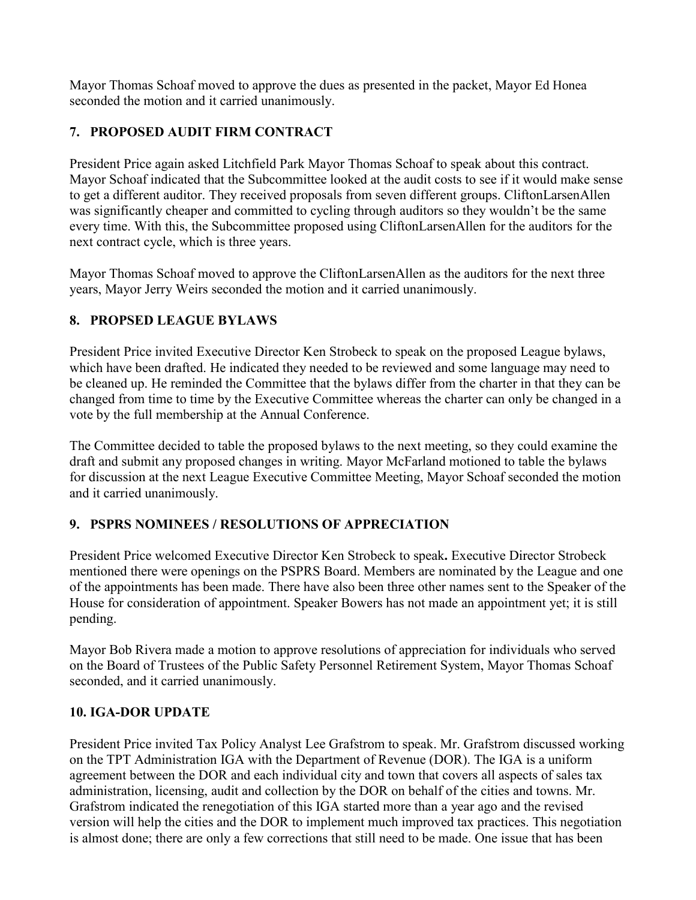Mayor Thomas Schoaf moved to approve the dues as presented in the packet, Mayor Ed Honea seconded the motion and it carried unanimously.

## 7. PROPOSED AUDIT FIRM CONTRACT

President Price again asked Litchfield Park Mayor Thomas Schoaf to speak about this contract. Mayor Schoaf indicated that the Subcommittee looked at the audit costs to see if it would make sense to get a different auditor. They received proposals from seven different groups. CliftonLarsenAllen was significantly cheaper and committed to cycling through auditors so they wouldn't be the same every time. With this, the Subcommittee proposed using CliftonLarsenAllen for the auditors for the next contract cycle, which is three years.

Mayor Thomas Schoaf moved to approve the CliftonLarsenAllen as the auditors for the next three years, Mayor Jerry Weirs seconded the motion and it carried unanimously.

## 8. PROPSED LEAGUE BYLAWS

President Price invited Executive Director Ken Strobeck to speak on the proposed League bylaws, which have been drafted. He indicated they needed to be reviewed and some language may need to be cleaned up. He reminded the Committee that the bylaws differ from the charter in that they can be changed from time to time by the Executive Committee whereas the charter can only be changed in a vote by the full membership at the Annual Conference.

The Committee decided to table the proposed bylaws to the next meeting, so they could examine the draft and submit any proposed changes in writing. Mayor McFarland motioned to table the bylaws for discussion at the next League Executive Committee Meeting, Mayor Schoaf seconded the motion and it carried unanimously.

## 9. PSPRS NOMINEES / RESOLUTIONS OF APPRECIATION

President Price welcomed Executive Director Ken Strobeck to speak**.** Executive Director Strobeck mentioned there were openings on the PSPRS Board. Members are nominated by the League and one of the appointments has been made. There have also been three other names sent to the Speaker of the House for consideration of appointment. Speaker Bowers has not made an appointment yet; it is still pending.

Mayor Bob Rivera made a motion to approve resolutions of appreciation for individuals who served on the Board of Trustees of the Public Safety Personnel Retirement System, Mayor Thomas Schoaf seconded, and it carried unanimously.

## 10. IGA-DOR UPDATE

President Price invited Tax Policy Analyst Lee Grafstrom to speak. Mr. Grafstrom discussed working on the TPT Administration IGA with the Department of Revenue (DOR). The IGA is a uniform agreement between the DOR and each individual city and town that covers all aspects of sales tax administration, licensing, audit and collection by the DOR on behalf of the cities and towns. Mr. Grafstrom indicated the renegotiation of this IGA started more than a year ago and the revised version will help the cities and the DOR to implement much improved tax practices. This negotiation is almost done; there are only a few corrections that still need to be made. One issue that has been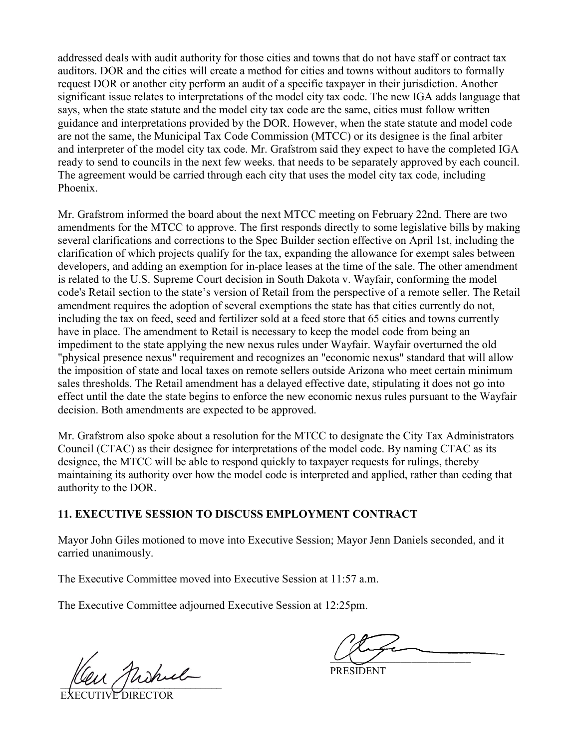addressed deals with audit authority for those cities and towns that do not have staff or contract tax auditors. DOR and the cities will create a method for cities and towns without auditors to formally request DOR or another city perform an audit of a specific taxpayer in their jurisdiction. Another significant issue relates to interpretations of the model city tax code. The new IGA adds language that says, when the state statute and the model city tax code are the same, cities must follow written guidance and interpretations provided by the DOR. However, when the state statute and model code are not the same, the Municipal Tax Code Commission (MTCC) or its designee is the final arbiter and interpreter of the model city tax code. Mr. Grafstrom said they expect to have the completed IGA ready to send to councils in the next few weeks. that needs to be separately approved by each council. The agreement would be carried through each city that uses the model city tax code, including Phoenix.

Mr. Grafstrom informed the board about the next MTCC meeting on February 22nd. There are two amendments for the MTCC to approve. The first responds directly to some legislative bills by making several clarifications and corrections to the Spec Builder section effective on April 1st, including the clarification of which projects qualify for the tax, expanding the allowance for exempt sales between developers, and adding an exemption for in-place leases at the time of the sale. The other amendment is related to the U.S. Supreme Court decision in South Dakota v. Wayfair, conforming the model code's Retail section to the state's version of Retail from the perspective of a remote seller. The Retail amendment requires the adoption of several exemptions the state has that cities currently do not, including the tax on feed, seed and fertilizer sold at a feed store that 65 cities and towns currently have in place. The amendment to Retail is necessary to keep the model code from being an impediment to the state applying the new nexus rules under Wayfair. Wayfair overturned the old "physical presence nexus" requirement and recognizes an "economic nexus" standard that will allow the imposition of state and local taxes on remote sellers outside Arizona who meet certain minimum sales thresholds. The Retail amendment has a delayed effective date, stipulating it does not go into effect until the date the state begins to enforce the new economic nexus rules pursuant to the Wayfair decision. Both amendments are expected to be approved.

Mr. Grafstrom also spoke about a resolution for the MTCC to designate the City Tax Administrators Council (CTAC) as their designee for interpretations of the model code. By naming CTAC as its designee, the MTCC will be able to respond quickly to taxpayer requests for rulings, thereby maintaining its authority over how the model code is interpreted and applied, rather than ceding that authority to the DOR.

## 11. EXECUTIVE SESSION TO DISCUSS EMPLOYMENT CONTRACT

Mayor John Giles motioned to move into Executive Session; Mayor Jenn Daniels seconded, and it carried unanimously.

The Executive Committee moved into Executive Session at 11:57 a.m.

The Executive Committee adjourned Executive Session at 12:25pm.

EXECUTIVE DIRECTOR

PRESIDENT